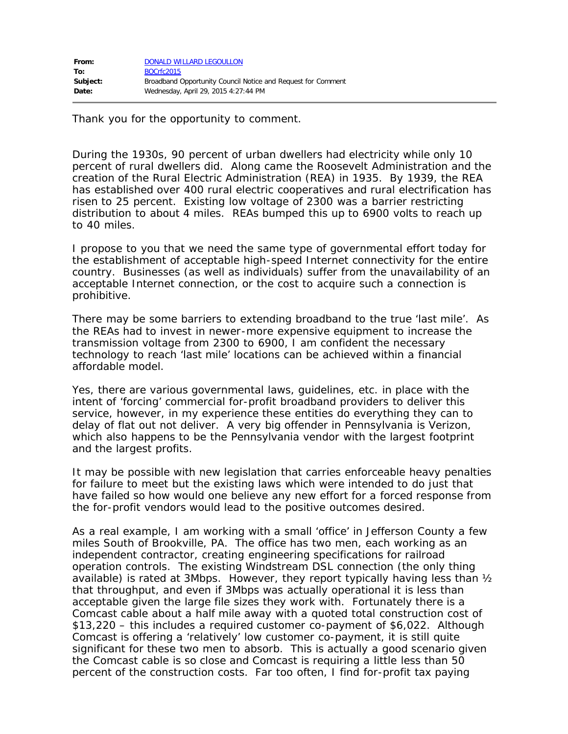| | |
|---|---|
| **From:** | DONALD WILLARD LEGOULLON |
| **To:** | BOCrfc2015 |
| **Subject:** | Broadband Opportunity Council Notice and Request for Comment |
| **Date:** | Wednesday, April 29, 2015 4:27:44 PM |

Thank you for the opportunity to comment.

During the 1930s, 90 percent of urban dwellers had electricity while only 10 percent of rural dwellers did. Along came the Roosevelt Administration and the creation of the Rural Electric Administration (REA) in 1935. By 1939, the REA has established over 400 rural electric cooperatives and rural electrification has risen to 25 percent. Existing low voltage of 2300 was a barrier restricting distribution to about 4 miles. REAs bumped this up to 6900 volts to reach up to 40 miles.

I propose to you that we need the same type of governmental effort today for the establishment of acceptable high-speed Internet connectivity for the entire country. Businesses (as well as individuals) suffer from the unavailability of an acceptable Internet connection, or the cost to acquire such a connection is prohibitive.

There may be some barriers to extending broadband to the true 'last mile'. As the REAs had to invest in newer-more expensive equipment to increase the transmission voltage from 2300 to 6900, I am confident the necessary technology to reach 'last mile' locations can be achieved within a financial affordable model.

Yes, there are various governmental laws, guidelines, etc. in place with the intent of 'forcing' commercial for-profit broadband providers to deliver this service, however, in my experience these entities do everything they can to delay of flat out not deliver. A very big offender in Pennsylvania is Verizon, which also happens to be the Pennsylvania vendor with the largest footprint and the largest profits.

It may be possible with new legislation that carries enforceable heavy penalties for failure to meet but the existing laws which were intended to do just that have failed so how would one believe any new effort for a forced response from the for-profit vendors would lead to the positive outcomes desired.

As a real example, I am working with a small 'office' in Jefferson County a few miles South of Brookville, PA. The office has two men, each working as an independent contractor, creating engineering specifications for railroad operation controls. The existing Windstream DSL connection (the only thing available) is rated at 3Mbps. However, they report typically having less than ½ that throughput, and even if 3Mbps was actually operational it is less than acceptable given the large file sizes they work with. Fortunately there is a Comcast cable about a half mile away with a quoted total construction cost of $13,220 – this includes a required customer co-payment of $6,022. Although Comcast is offering a 'relatively' low customer co-payment, it is still quite significant for these two men to absorb. This is actually a good scenario given the Comcast cable is so close and Comcast is requiring a little less than 50 percent of the construction costs. Far too often, I find for-profit tax paying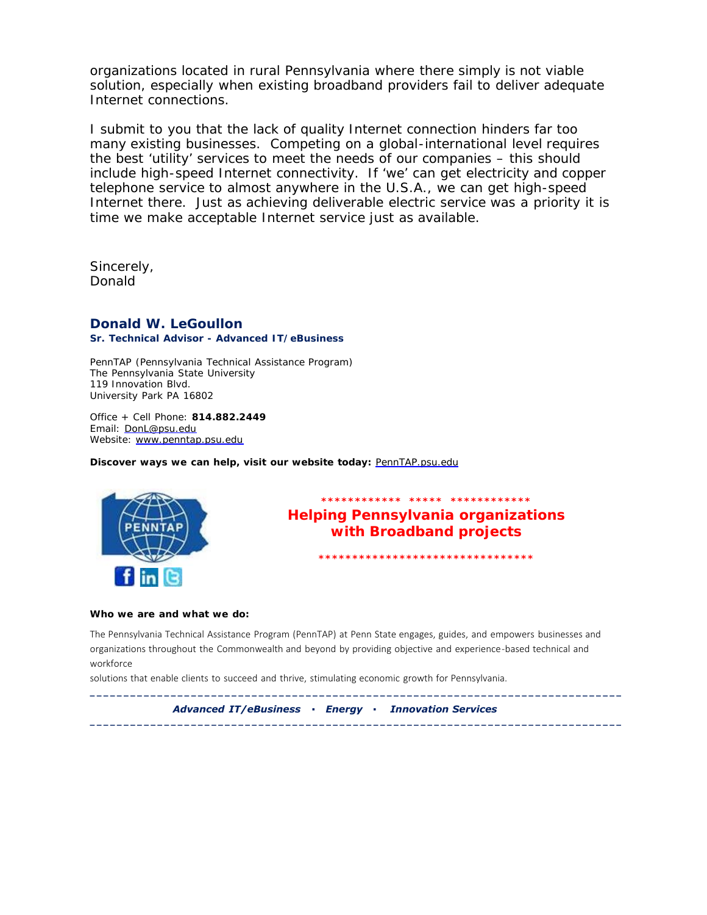organizations located in rural Pennsylvania where there simply is not viable solution, especially when existing broadband providers fail to deliver adequate Internet connections.

I submit to you that the lack of quality Internet connection hinders far too many existing businesses. Competing on a global-international level requires the best 'utility' services to meet the needs of our companies – this should include high-speed Internet connectivity. If 'we' can get electricity and copper telephone service to almost anywhere in the U.S.A., we can get high-speed Internet there. Just as achieving deliverable electric service was a priority it is time we make acceptable Internet service just as available.

Sincerely,
Donald

**Donald W. LeGoullon**
**Sr. Technical Advisor - Advanced IT/eBusiness**

PennTAP (Pennsylvania Technical Assistance Program)
The Pennsylvania State University
119 Innovation Blvd.
University Park PA 16802

Office + Cell Phone: **814.882.2449**
Email: DonL@psu.edu
Website: www.penntap.psu.edu

**Discover ways we can help, visit our website today:** PennTAP.psu.edu

PENNTAP

************ ***** ************
**Helping Pennsylvania organizations with Broadband projects**
********************************

**Who we are and what we do:**

The Pennsylvania Technical Assistance Program (PennTAP) at Penn State engages, guides, and empowers businesses and organizations throughout the Commonwealth and beyond by providing objective and experience-based technical and workforce
solutions that enable clients to succeed and thrive, stimulating economic growth for Pennsylvania.

---

***Advanced IT/eBusiness* · *Energy* · *Innovation Services***

---